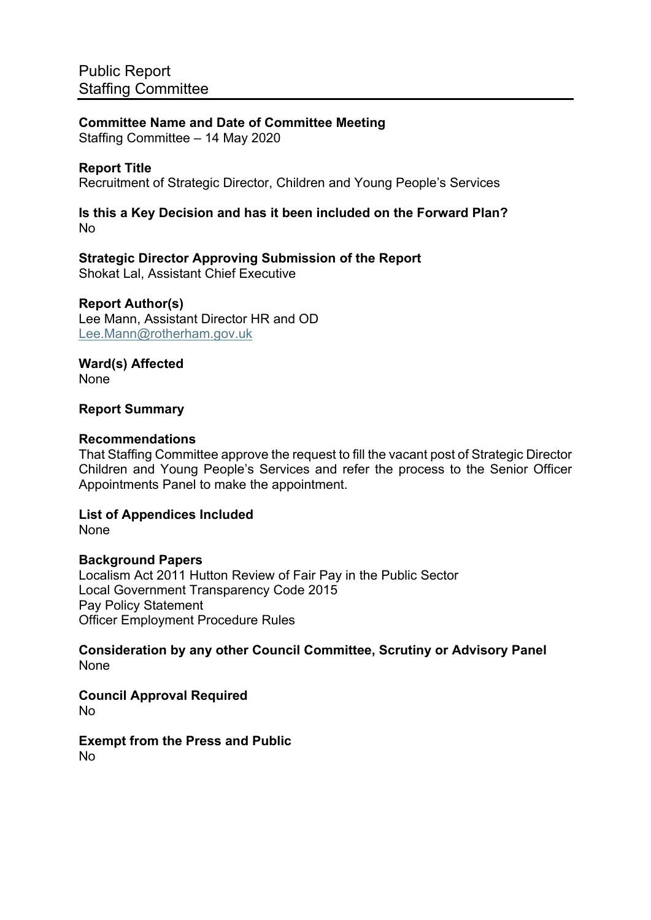Public Report
Staffing Committee

**Committee Name and Date of Committee Meeting**
Staffing Committee – 14 May 2020

**Report Title**
Recruitment of Strategic Director, Children and Young People's Services

**Is this a Key Decision and has it been included on the Forward Plan?**
No

**Strategic Director Approving Submission of the Report**
Shokat Lal, Assistant Chief Executive

**Report Author(s)**
Lee Mann, Assistant Director HR and OD
Lee.Mann@rotherham.gov.uk

**Ward(s) Affected**
None

**Report Summary**

**Recommendations**
That Staffing Committee approve the request to fill the vacant post of Strategic Director Children and Young People's Services and refer the process to the Senior Officer Appointments Panel to make the appointment.

**List of Appendices Included**
None

**Background Papers**
Localism Act 2011 Hutton Review of Fair Pay in the Public Sector
Local Government Transparency Code 2015
Pay Policy Statement
Officer Employment Procedure Rules

**Consideration by any other Council Committee, Scrutiny or Advisory Panel**
None

**Council Approval Required**
No

**Exempt from the Press and Public**
No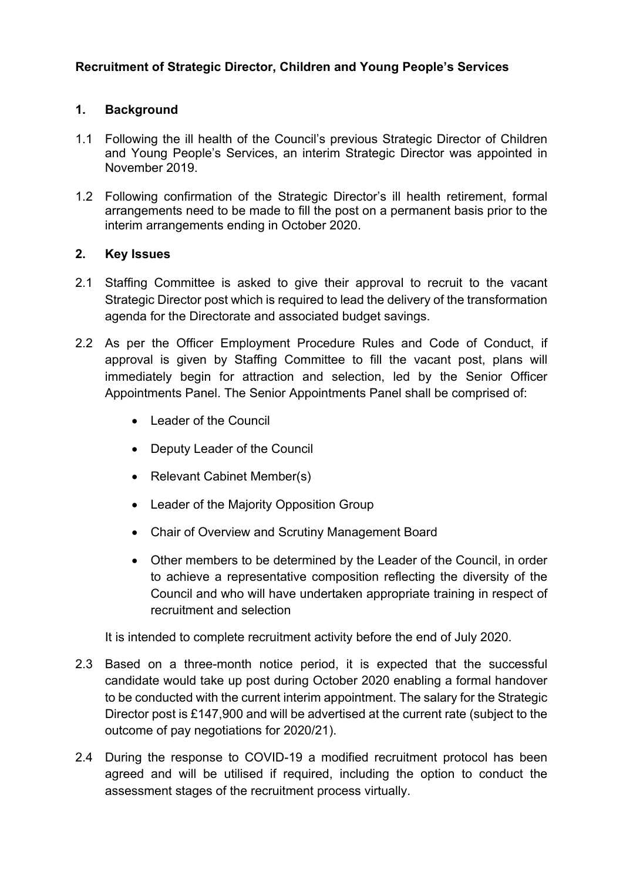**Recruitment of Strategic Director, Children and Young People's Services**

## 1. Background

1.1 Following the ill health of the Council's previous Strategic Director of Children and Young People's Services, an interim Strategic Director was appointed in November 2019.

1.2 Following confirmation of the Strategic Director's ill health retirement, formal arrangements need to be made to fill the post on a permanent basis prior to the interim arrangements ending in October 2020.

## 2. Key Issues

2.1 Staffing Committee is asked to give their approval to recruit to the vacant Strategic Director post which is required to lead the delivery of the transformation agenda for the Directorate and associated budget savings.

2.2 As per the Officer Employment Procedure Rules and Code of Conduct, if approval is given by Staffing Committee to fill the vacant post, plans will immediately begin for attraction and selection, led by the Senior Officer Appointments Panel. The Senior Appointments Panel shall be comprised of:

- Leader of the Council
- Deputy Leader of the Council
- Relevant Cabinet Member(s)
- Leader of the Majority Opposition Group
- Chair of Overview and Scrutiny Management Board
- Other members to be determined by the Leader of the Council, in order to achieve a representative composition reflecting the diversity of the Council and who will have undertaken appropriate training in respect of recruitment and selection

It is intended to complete recruitment activity before the end of July 2020.

2.3 Based on a three-month notice period, it is expected that the successful candidate would take up post during October 2020 enabling a formal handover to be conducted with the current interim appointment. The salary for the Strategic Director post is £147,900 and will be advertised at the current rate (subject to the outcome of pay negotiations for 2020/21).

2.4 During the response to COVID-19 a modified recruitment protocol has been agreed and will be utilised if required, including the option to conduct the assessment stages of the recruitment process virtually.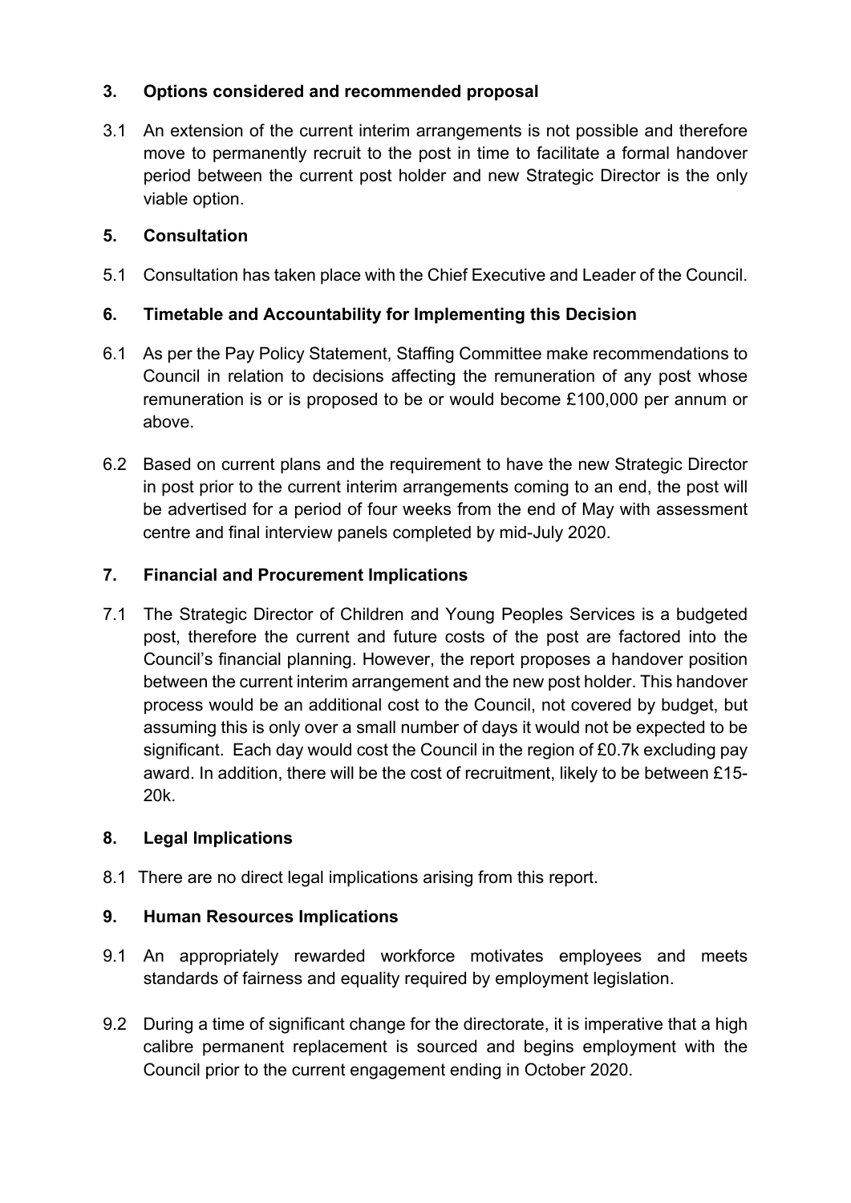## 3. Options considered and recommended proposal

3.1 An extension of the current interim arrangements is not possible and therefore move to permanently recruit to the post in time to facilitate a formal handover period between the current post holder and new Strategic Director is the only viable option.

## 5. Consultation

5.1 Consultation has taken place with the Chief Executive and Leader of the Council.

## 6. Timetable and Accountability for Implementing this Decision

6.1 As per the Pay Policy Statement, Staffing Committee make recommendations to Council in relation to decisions affecting the remuneration of any post whose remuneration is or is proposed to be or would become £100,000 per annum or above.

6.2 Based on current plans and the requirement to have the new Strategic Director in post prior to the current interim arrangements coming to an end, the post will be advertised for a period of four weeks from the end of May with assessment centre and final interview panels completed by mid-July 2020.

## 7. Financial and Procurement Implications

7.1 The Strategic Director of Children and Young Peoples Services is a budgeted post, therefore the current and future costs of the post are factored into the Council's financial planning. However, the report proposes a handover position between the current interim arrangement and the new post holder. This handover process would be an additional cost to the Council, not covered by budget, but assuming this is only over a small number of days it would not be expected to be significant. Each day would cost the Council in the region of £0.7k excluding pay award. In addition, there will be the cost of recruitment, likely to be between £15-20k.

## 8. Legal Implications

8.1 There are no direct legal implications arising from this report.

## 9. Human Resources Implications

9.1 An appropriately rewarded workforce motivates employees and meets standards of fairness and equality required by employment legislation.

9.2 During a time of significant change for the directorate, it is imperative that a high calibre permanent replacement is sourced and begins employment with the Council prior to the current engagement ending in October 2020.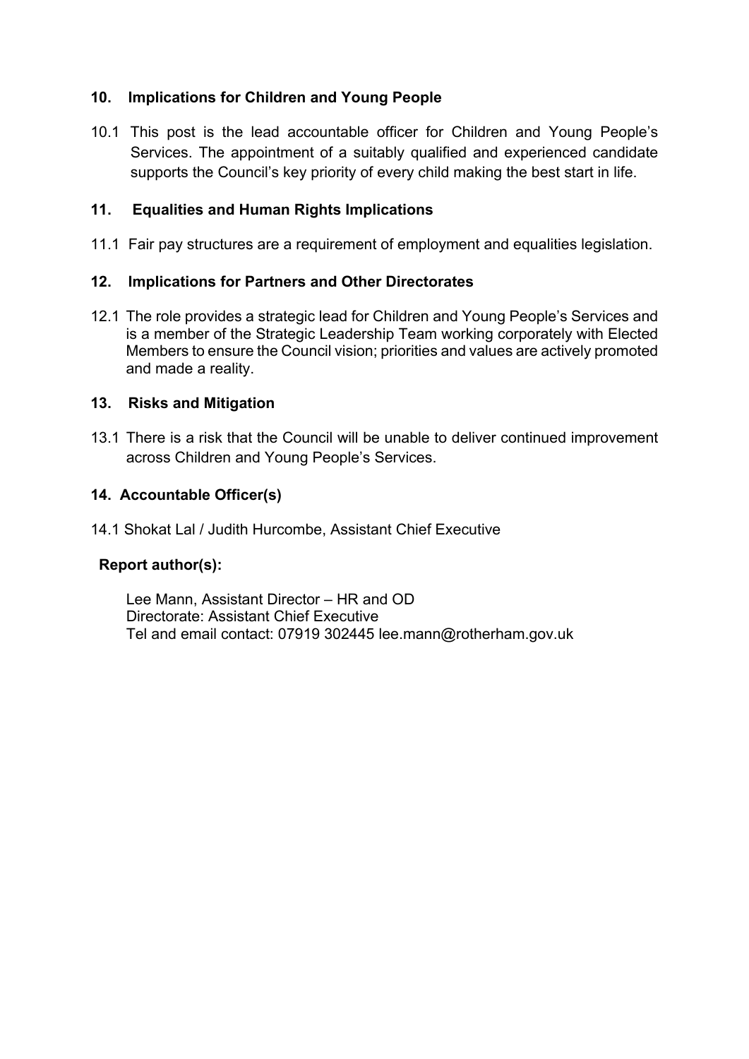## 10. Implications for Children and Young People

10.1 This post is the lead accountable officer for Children and Young People's Services. The appointment of a suitably qualified and experienced candidate supports the Council's key priority of every child making the best start in life.

## 11. Equalities and Human Rights Implications

11.1 Fair pay structures are a requirement of employment and equalities legislation.

## 12. Implications for Partners and Other Directorates

12.1 The role provides a strategic lead for Children and Young People's Services and is a member of the Strategic Leadership Team working corporately with Elected Members to ensure the Council vision; priorities and values are actively promoted and made a reality.

## 13. Risks and Mitigation

13.1 There is a risk that the Council will be unable to deliver continued improvement across Children and Young People's Services.

## 14. Accountable Officer(s)

14.1 Shokat Lal / Judith Hurcombe, Assistant Chief Executive

**Report author(s):**

Lee Mann, Assistant Director – HR and OD
Directorate: Assistant Chief Executive
Tel and email contact: 07919 302445 lee.mann@rotherham.gov.uk